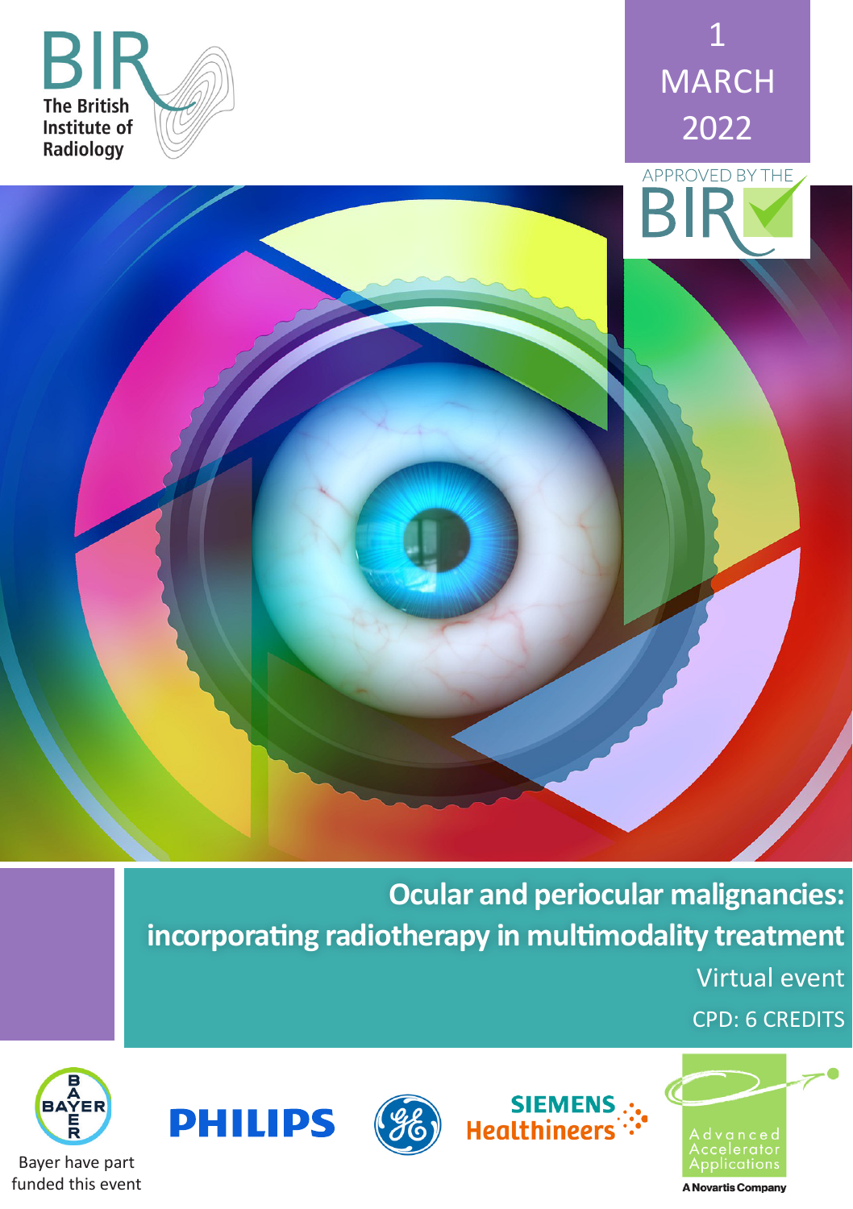BIR
The British Institute of Radiology

1 MARCH 2022

APPROVED BY THE BIR

# Ocular and periocular malignancies: incorporating radiotherapy in multimodality treatment

Virtual event

CPD: 6 CREDITS

Bayer have part funded this event

PHILIPS

SIEMENS Healthineers

Advanced Accelerator Applications

A Novartis Company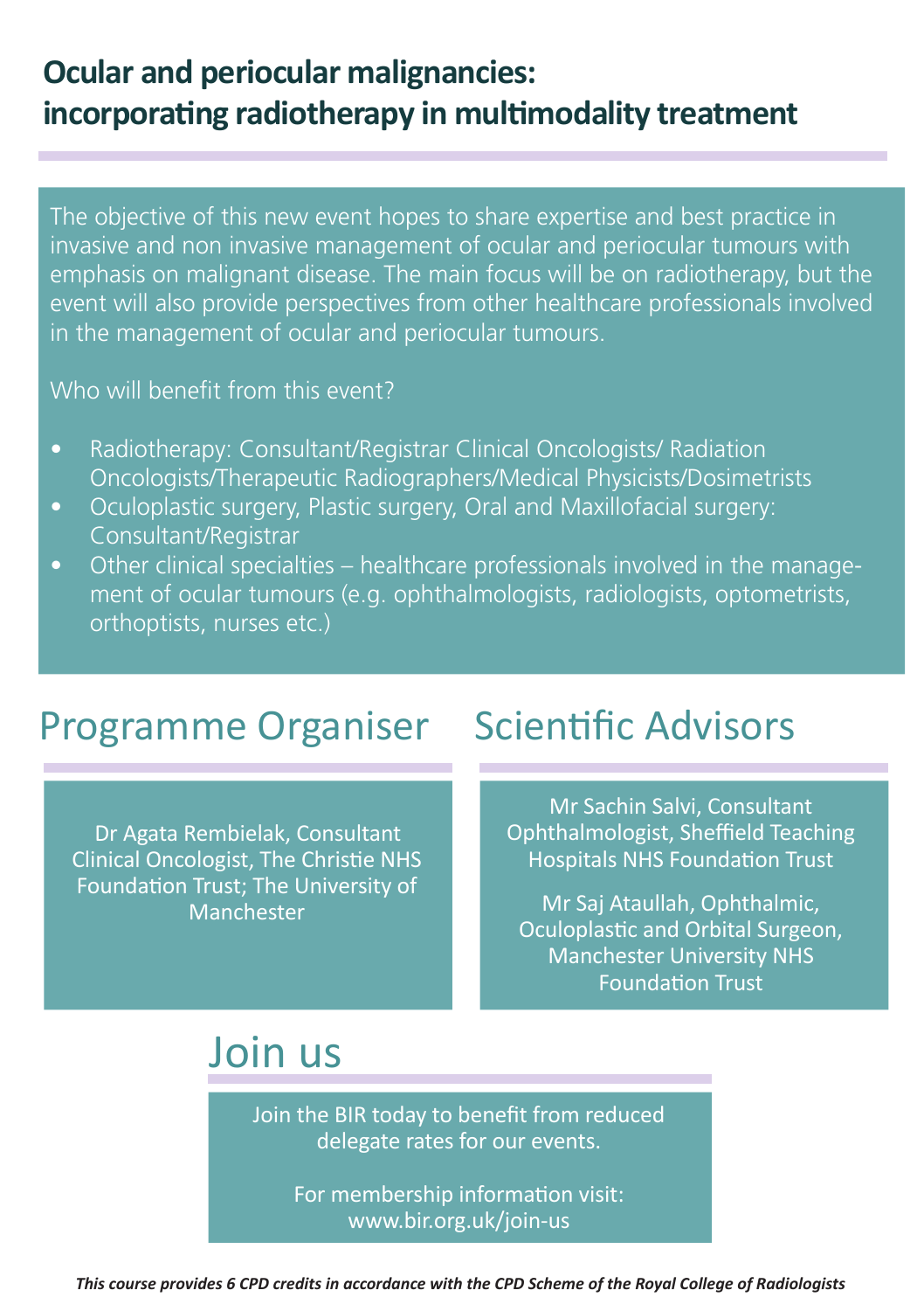# Ocular and periocular malignancies: incorporating radiotherapy in multimodality treatment

The objective of this new event hopes to share expertise and best practice in invasive and non invasive management of ocular and periocular tumours with emphasis on malignant disease. The main focus will be on radiotherapy, but the event will also provide perspectives from other healthcare professionals involved in the management of ocular and periocular tumours.

Who will benefit from this event?

- Radiotherapy: Consultant/Registrar Clinical Oncologists/ Radiation Oncologists/Therapeutic Radiographers/Medical Physicists/Dosimetrists
- Oculoplastic surgery, Plastic surgery, Oral and Maxillofacial surgery: Consultant/Registrar
- Other clinical specialties – healthcare professionals involved in the management of ocular tumours (e.g. ophthalmologists, radiologists, optometrists, orthoptists, nurses etc.)

## Programme Organiser

Dr Agata Rembielak, Consultant Clinical Oncologist, The Christie NHS Foundation Trust; The University of Manchester

## Scientific Advisors

Mr Sachin Salvi, Consultant Ophthalmologist, Sheffield Teaching Hospitals NHS Foundation Trust

Mr Saj Ataullah, Ophthalmic, Oculoplastic and Orbital Surgeon, Manchester University NHS Foundation Trust

## Join us

Join the BIR today to benefit from reduced delegate rates for our events.

For membership information visit: www.bir.org.uk/join-us

***This course provides 6 CPD credits in accordance with the CPD Scheme of the Royal College of Radiologists***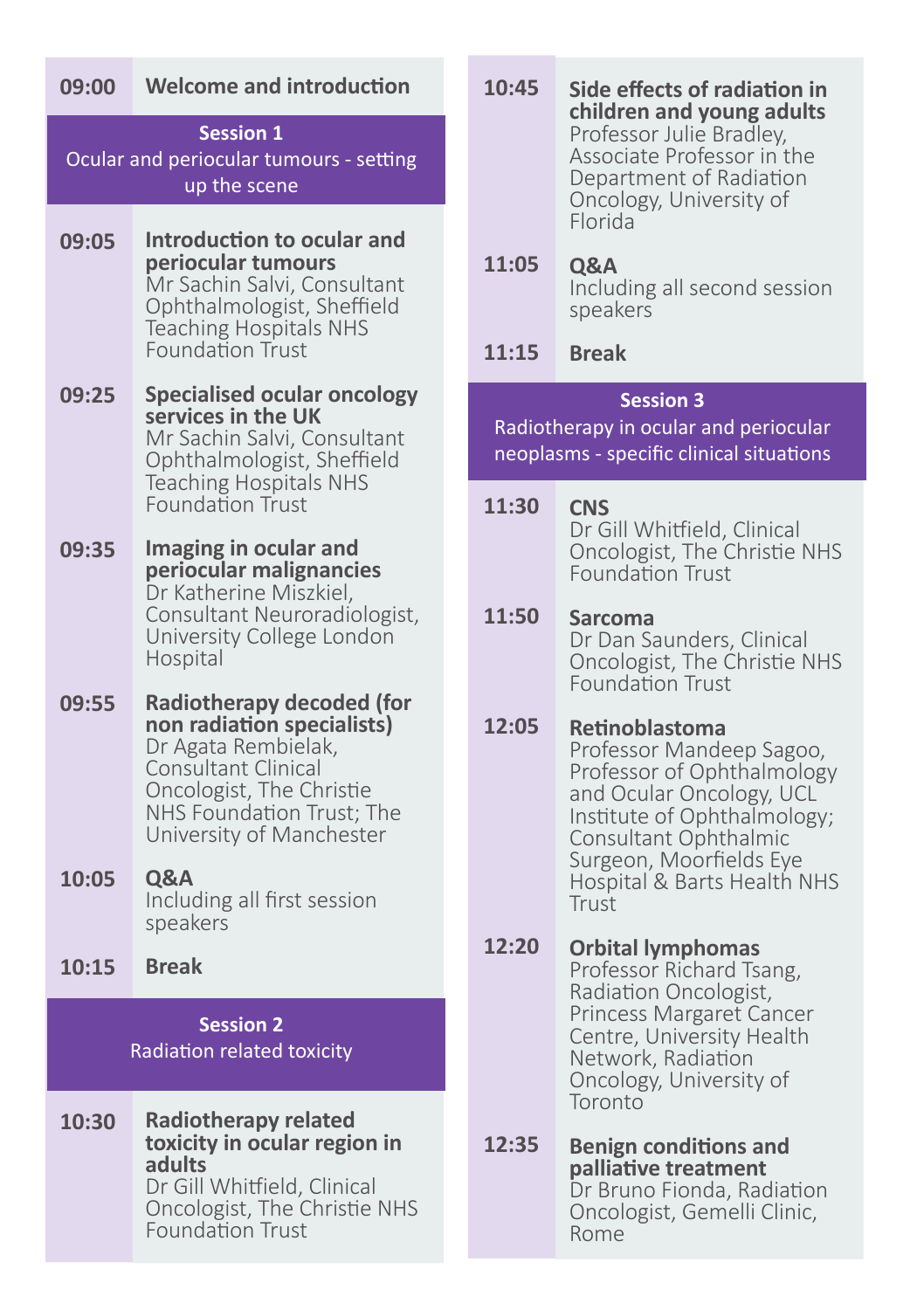**09:00** **Welcome and introduction**

## Session 1
Ocular and periocular tumours - setting up the scene

**09:05** **Introduction to ocular and periocular tumours**
Mr Sachin Salvi, Consultant Ophthalmologist, Sheffield Teaching Hospitals NHS Foundation Trust

**09:25** **Specialised ocular oncology services in the UK**
Mr Sachin Salvi, Consultant Ophthalmologist, Sheffield Teaching Hospitals NHS Foundation Trust

**09:35** **Imaging in ocular and periocular malignancies**
Dr Katherine Miszkiel, Consultant Neuroradiologist, University College London Hospital

**09:55** **Radiotherapy decoded (for non radiation specialists)**
Dr Agata Rembielak, Consultant Clinical Oncologist, The Christie NHS Foundation Trust; The University of Manchester

**10:05** **Q&A**
Including all first session speakers

**10:15** **Break**

## Session 2
Radiation related toxicity

**10:30** **Radiotherapy related toxicity in ocular region in adults**
Dr Gill Whitfield, Clinical Oncologist, The Christie NHS Foundation Trust

**10:45** **Side effects of radiation in children and young adults**
Professor Julie Bradley, Associate Professor in the Department of Radiation Oncology, University of Florida

**11:05** **Q&A**
Including all second session speakers

**11:15** **Break**

## Session 3
Radiotherapy in ocular and periocular neoplasms - specific clinical situations

**11:30** **CNS**
Dr Gill Whitfield, Clinical Oncologist, The Christie NHS Foundation Trust

**11:50** **Sarcoma**
Dr Dan Saunders, Clinical Oncologist, The Christie NHS Foundation Trust

**12:05** **Retinoblastoma**
Professor Mandeep Sagoo, Professor of Ophthalmology and Ocular Oncology, UCL Institute of Ophthalmology; Consultant Ophthalmic Surgeon, Moorfields Eye Hospital & Barts Health NHS Trust

**12:20** **Orbital lymphomas**
Professor Richard Tsang, Radiation Oncologist, Princess Margaret Cancer Centre, University Health Network, Radiation Oncology, University of Toronto

**12:35** **Benign conditions and palliative treatment**
Dr Bruno Fionda, Radiation Oncologist, Gemelli Clinic, Rome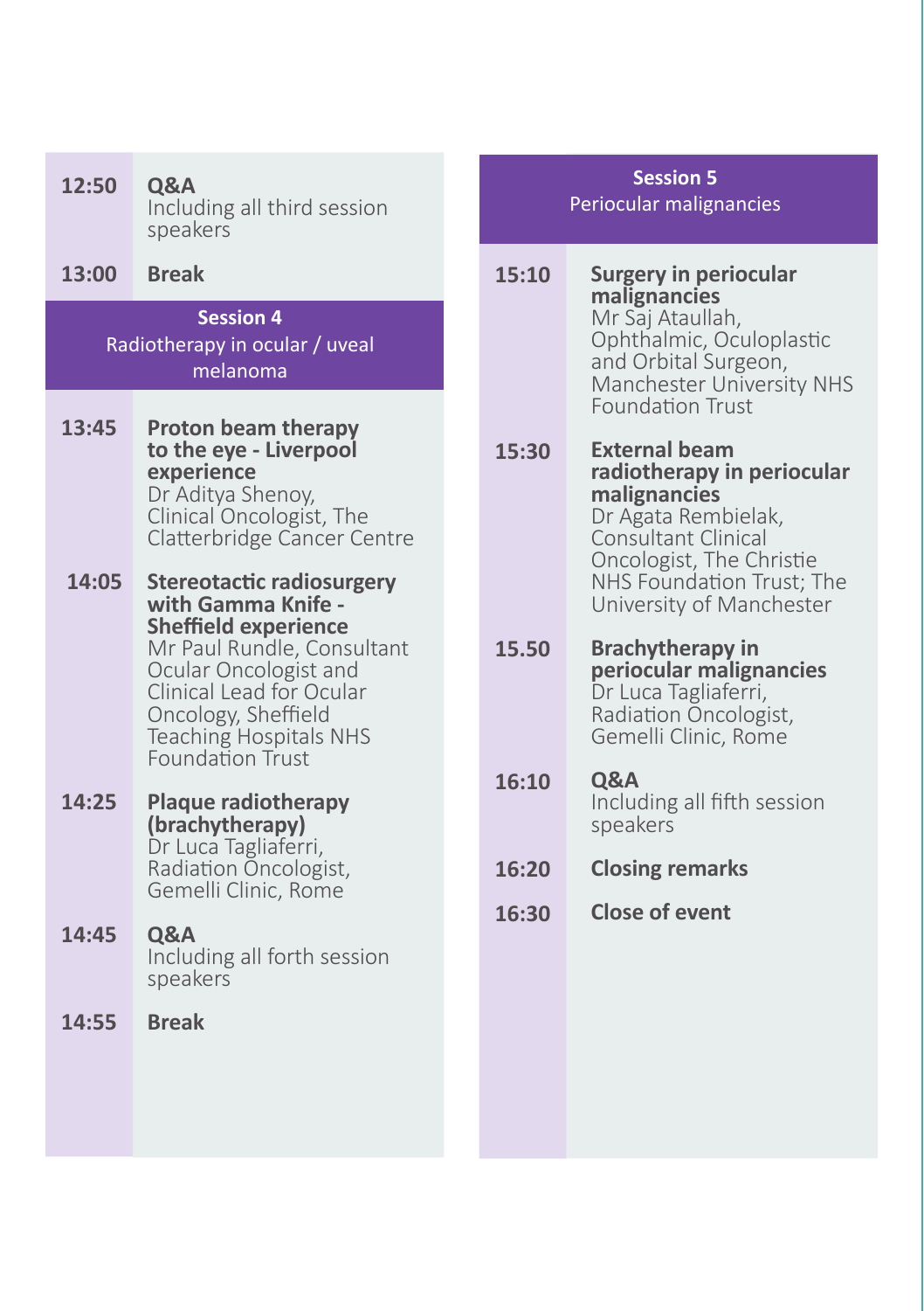**12:50** **Q&A**
Including all third session speakers

**13:00** **Break**

## Session 4
Radiotherapy in ocular / uveal melanoma

**13:45** **Proton beam therapy to the eye - Liverpool experience**
Dr Aditya Shenoy, Clinical Oncologist, The Clatterbridge Cancer Centre

**14:05** **Stereotactic radiosurgery with Gamma Knife - Sheffield experience**
Mr Paul Rundle, Consultant Ocular Oncologist and Clinical Lead for Ocular Oncology, Sheffield Teaching Hospitals NHS Foundation Trust

**14:25** **Plaque radiotherapy (brachytherapy)**
Dr Luca Tagliaferri, Radiation Oncologist, Gemelli Clinic, Rome

**14:45** **Q&A**
Including all forth session speakers

**14:55** **Break**

## Session 5
Periocular malignancies

**15:10** **Surgery in periocular malignancies**
Mr Saj Ataullah, Ophthalmic, Oculoplastic and Orbital Surgeon, Manchester University NHS Foundation Trust

**15:30** **External beam radiotherapy in periocular malignancies**
Dr Agata Rembielak, Consultant Clinical Oncologist, The Christie NHS Foundation Trust; The University of Manchester

**15.50** **Brachytherapy in periocular malignancies**
Dr Luca Tagliaferri, Radiation Oncologist, Gemelli Clinic, Rome

**16:10** **Q&A**
Including all fifth session speakers

**16:20** **Closing remarks**

**16:30** **Close of event**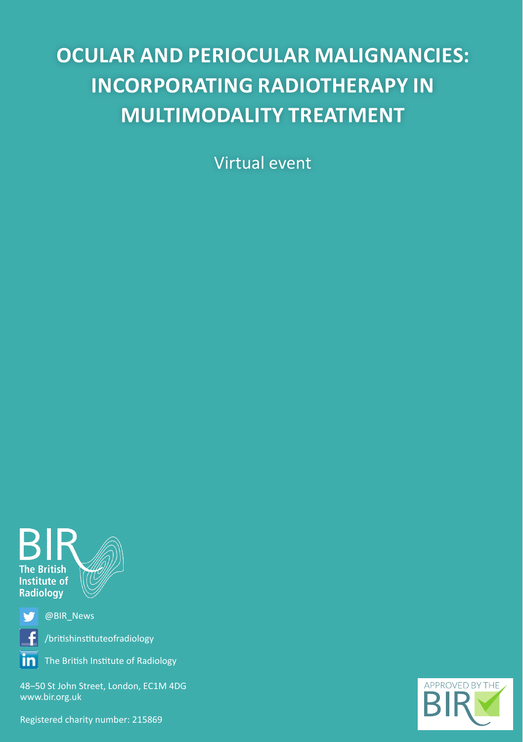# OCULAR AND PERIOCULAR MALIGNANCIES: INCORPORATING RADIOTHERAPY IN MULTIMODALITY TREATMENT

Virtual event

BIR
The British Institute of Radiology

@BIR_News

/britishinstituteofradiology

The British Institute of Radiology

48–50 St John Street, London, EC1M 4DG
www.bir.org.uk

Registered charity number: 215869

APPROVED BY THE BIR